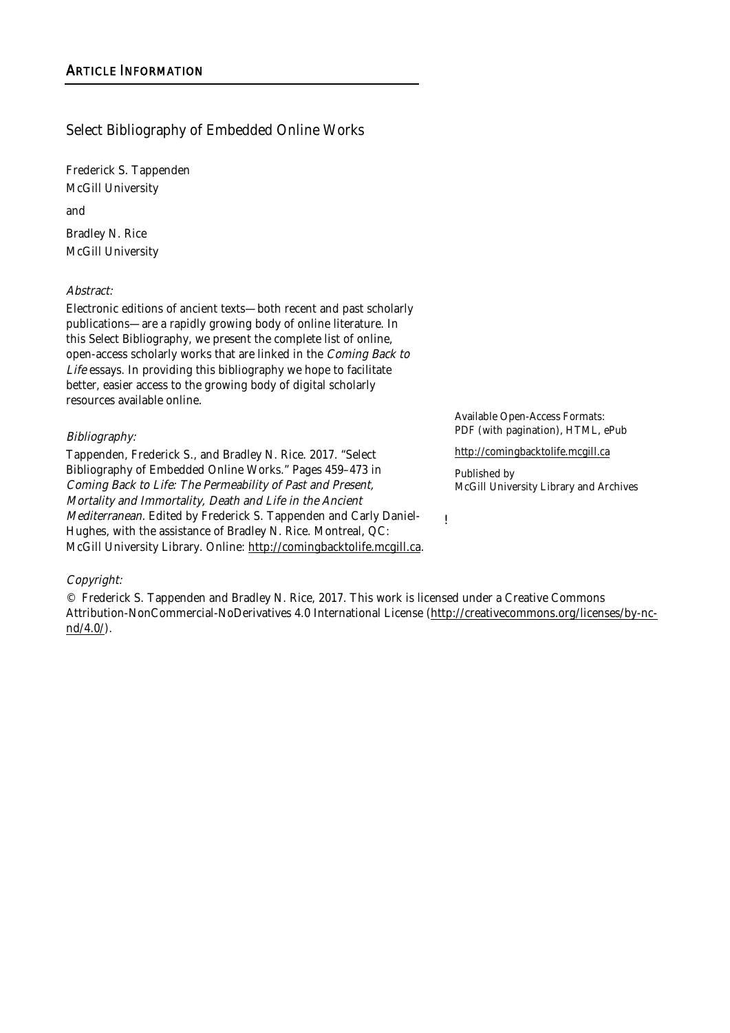## ARTICLE INFORMATION

# Select Bibliography of Embedded Online Works

Frederick S. Tappenden
McGill University

and

Bradley N. Rice
McGill University

*Abstract:*

Electronic editions of ancient texts—both recent and past scholarly publications—are a rapidly growing body of online literature. In this Select Bibliography, we present the complete list of online, open-access scholarly works that are linked in the *Coming Back to Life* essays. In providing this bibliography we hope to facilitate better, easier access to the growing body of digital scholarly resources available online.

*Bibliography:*

Tappenden, Frederick S., and Bradley N. Rice. 2017. "Select Bibliography of Embedded Online Works." Pages 459–473 in *Coming Back to Life: The Permeability of Past and Present, Mortality and Immortality, Death and Life in the Ancient Mediterranean*. Edited by Frederick S. Tappenden and Carly Daniel-Hughes, with the assistance of Bradley N. Rice. Montreal, QC: McGill University Library. Online: http://comingbacktolife.mcgill.ca.

Available Open-Access Formats:
PDF (with pagination), HTML, ePub

http://comingbacktolife.mcgill.ca

Published by
McGill University Library and Archives

*Copyright:*

© Frederick S. Tappenden and Bradley N. Rice, 2017. This work is licensed under a Creative Commons Attribution-NonCommercial-NoDerivatives 4.0 International License (http://creativecommons.org/licenses/by-nc-nd/4.0/).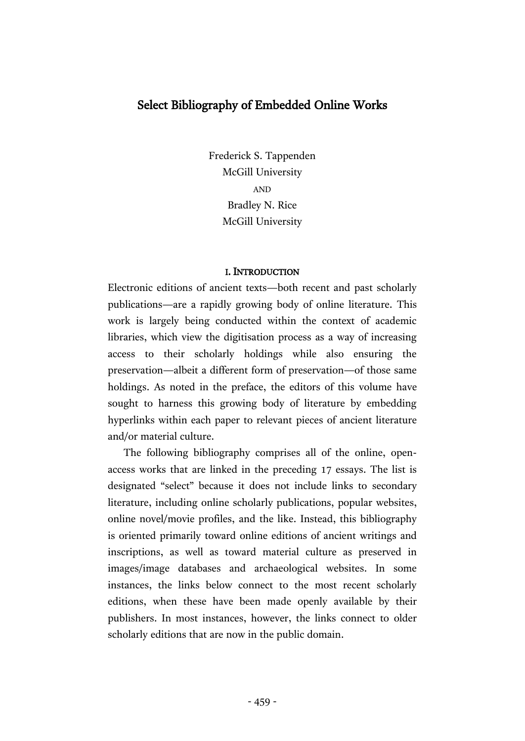# Select Bibliography of Embedded Online Works

Frederick S. Tappenden
McGill University

AND

Bradley N. Rice
McGill University

## I. Introduction

Electronic editions of ancient texts—both recent and past scholarly publications—are a rapidly growing body of online literature. This work is largely being conducted within the context of academic libraries, which view the digitisation process as a way of increasing access to their scholarly holdings while also ensuring the preservation—albeit a different form of preservation—of those same holdings. As noted in the preface, the editors of this volume have sought to harness this growing body of literature by embedding hyperlinks within each paper to relevant pieces of ancient literature and/or material culture.

The following bibliography comprises all of the online, open-access works that are linked in the preceding 17 essays. The list is designated "select" because it does not include links to secondary literature, including online scholarly publications, popular websites, online novel/movie profiles, and the like. Instead, this bibliography is oriented primarily toward online editions of ancient writings and inscriptions, as well as toward material culture as preserved in images/image databases and archaeological websites. In some instances, the links below connect to the most recent scholarly editions, when these have been made openly available by their publishers. In most instances, however, the links connect to older scholarly editions that are now in the public domain.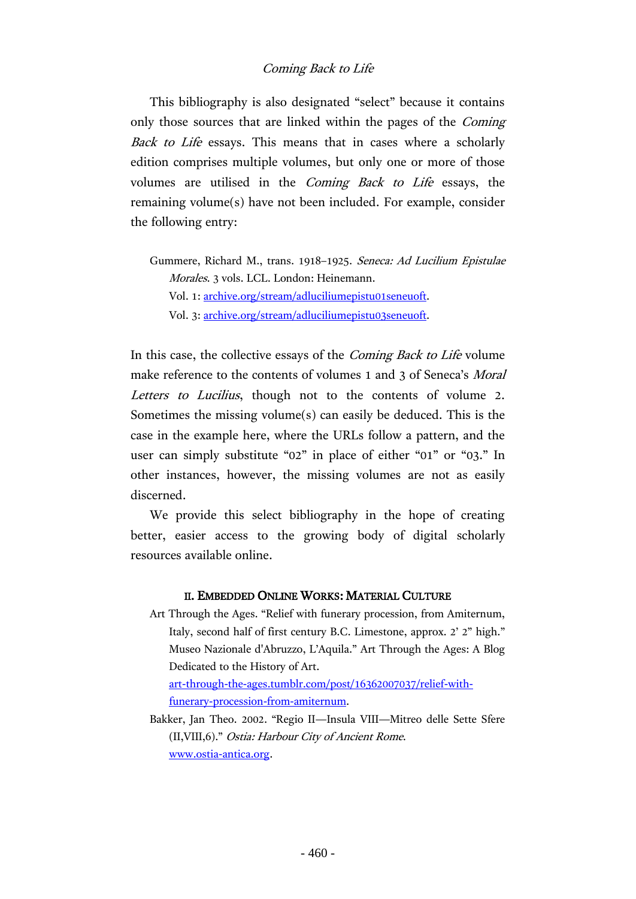This bibliography is also designated "select" because it contains only those sources that are linked within the pages of the *Coming Back to Life* essays. This means that in cases where a scholarly edition comprises multiple volumes, but only one or more of those volumes are utilised in the *Coming Back to Life* essays, the remaining volume(s) have not been included. For example, consider the following entry:

> Gummere, Richard M., trans. 1918–1925. *Seneca: Ad Lucilium Epistulae Morales*. 3 vols. LCL. London: Heinemann.
> Vol. 1: [archive.org/stream/adluciliumepistu01seneuoft](archive.org/stream/adluciliumepistu01seneuoft).
> Vol. 3: [archive.org/stream/adluciliumepistu03seneuoft](archive.org/stream/adluciliumepistu03seneuoft).

In this case, the collective essays of the *Coming Back to Life* volume make reference to the contents of volumes 1 and 3 of Seneca's *Moral Letters to Lucilius*, though not to the contents of volume 2. Sometimes the missing volume(s) can easily be deduced. This is the case in the example here, where the URLs follow a pattern, and the user can simply substitute "02" in place of either "01" or "03." In other instances, however, the missing volumes are not as easily discerned.

We provide this select bibliography in the hope of creating better, easier access to the growing body of digital scholarly resources available online.

## II. Embedded Online Works: Material Culture

Art Through the Ages. "Relief with funerary procession, from Amiternum, Italy, second half of first century B.C. Limestone, approx. 2' 2" high." Museo Nazionale d'Abruzzo, L'Aquila." Art Through the Ages: A Blog Dedicated to the History of Art. [art-through-the-ages.tumblr.com/post/16362007037/relief-with-funerary-procession-from-amiternum](art-through-the-ages.tumblr.com/post/16362007037/relief-with-funerary-procession-from-amiternum).

Bakker, Jan Theo. 2002. "Regio II—Insula VIII—Mitreo delle Sette Sfere (II,VIII,6)." *Ostia: Harbour City of Ancient Rome*. [www.ostia-antica.org](www.ostia-antica.org).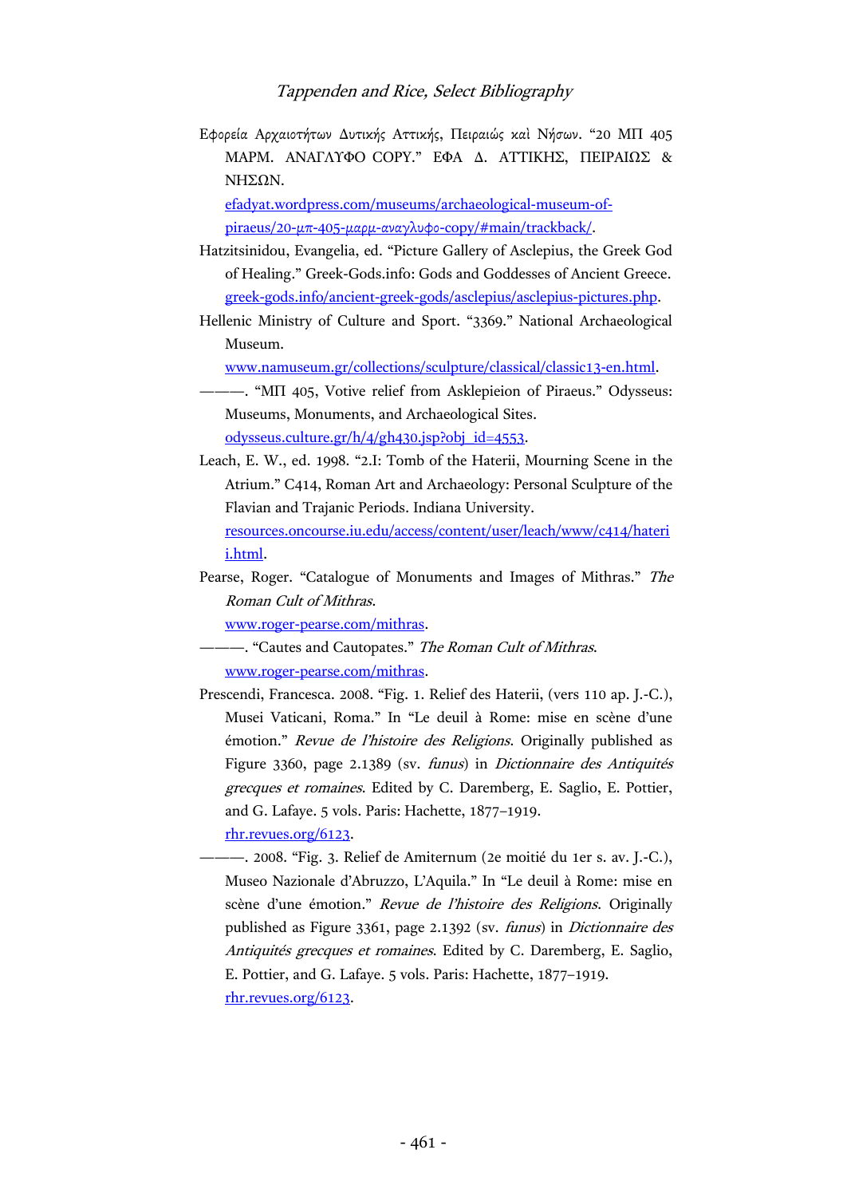Εφορεία Αρχαιοτήτων Δυτικής Αττικής, Πειραιώς καὶ Νήσων. "20 ΜΠ 405 ΜΑΡΜ. ΑΝΑΓΛΥΦΟ COPY." ΕΦΑ Δ. ΑΤΤΙΚΗΣ, ΠΕΙΡΑΙΩΣ & ΝΗΣΩΝ. efadyat.wordpress.com/museums/archaeological-museum-of-piraeus/20-μπ-405-μαρμ-αναγλυφο-copy/#main/trackback/.

Hatzitsinidou, Evangelia, ed. "Picture Gallery of Asclepius, the Greek God of Healing." Greek-Gods.info: Gods and Goddesses of Ancient Greece. greek-gods.info/ancient-greek-gods/asclepius/asclepius-pictures.php.

Hellenic Ministry of Culture and Sport. "3369." National Archaeological Museum. www.namuseum.gr/collections/sculpture/classical/classic13-en.html.

———. "ΜΠ 405, Votive relief from Asklepieion of Piraeus." Odysseus: Museums, Monuments, and Archaeological Sites. odysseus.culture.gr/h/4/gh430.jsp?obj_id=4553.

Leach, E. W., ed. 1998. "2.I: Tomb of the Haterii, Mourning Scene in the Atrium." C414, Roman Art and Archaeology: Personal Sculpture of the Flavian and Trajanic Periods. Indiana University. resources.oncourse.iu.edu/access/content/user/leach/www/c414/haterii.html.

Pearse, Roger. "Catalogue of Monuments and Images of Mithras." *The Roman Cult of Mithras*. www.roger-pearse.com/mithras.

———. "Cautes and Cautopates." *The Roman Cult of Mithras*. www.roger-pearse.com/mithras.

Prescendi, Francesca. 2008. "Fig. 1. Relief des Haterii, (vers 110 ap. J.-C.), Musei Vaticani, Roma." In "Le deuil à Rome: mise en scène d'une émotion." *Revue de l'histoire des Religions*. Originally published as Figure 3360, page 2.1389 (sv. *funus*) in *Dictionnaire des Antiquités grecques et romaines*. Edited by C. Daremberg, E. Saglio, E. Pottier, and G. Lafaye. 5 vols. Paris: Hachette, 1877–1919. rhr.revues.org/6123.

———. 2008. "Fig. 3. Relief de Amiternum (2e moitié du 1er s. av. J.-C.), Museo Nazionale d'Abruzzo, L'Aquila." In "Le deuil à Rome: mise en scène d'une émotion." *Revue de l'histoire des Religions*. Originally published as Figure 3361, page 2.1392 (sv. *funus*) in *Dictionnaire des Antiquités grecques et romaines*. Edited by C. Daremberg, E. Saglio, E. Pottier, and G. Lafaye. 5 vols. Paris: Hachette, 1877–1919. rhr.revues.org/6123.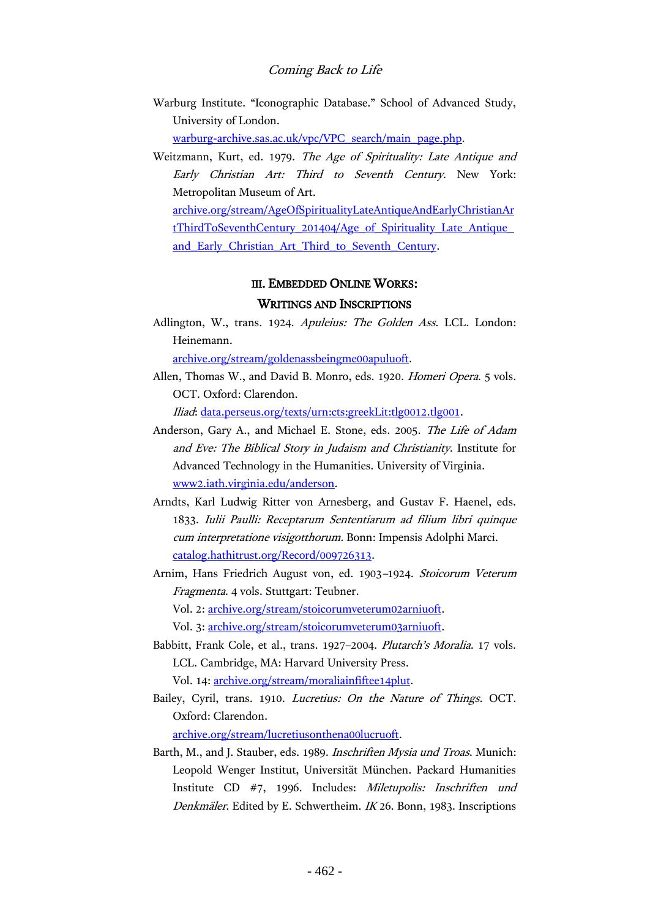Warburg Institute. "Iconographic Database." School of Advanced Study, University of London. [warburg-archive.sas.ac.uk/vpc/VPC_search/main_page.php](warburg-archive.sas.ac.uk/vpc/VPC_search/main_page.php).

Weitzmann, Kurt, ed. 1979. *The Age of Spirituality: Late Antique and Early Christian Art: Third to Seventh Century.* New York: Metropolitan Museum of Art. [archive.org/stream/AgeOfSpiritualityLateAntiqueAndEarlyChristianArtThirdToSeventhCentury_201404/Age_of_Spirituality_Late_Antique_and_Early_Christian_Art_Third_to_Seventh_Century](archive.org/stream/AgeOfSpiritualityLateAntiqueAndEarlyChristianArtThirdToSeventhCentury_201404/Age_of_Spirituality_Late_Antique_and_Early_Christian_Art_Third_to_Seventh_Century).

## III. Embedded Online Works: Writings and Inscriptions

Adlington, W., trans. 1924. *Apuleius: The Golden Ass*. LCL. London: Heinemann. [archive.org/stream/goldenassbeingme00apuluoft](archive.org/stream/goldenassbeingme00apuluoft).

Allen, Thomas W., and David B. Monro, eds. 1920. *Homeri Opera*. 5 vols. OCT. Oxford: Clarendon.
*Iliad*: [data.perseus.org/texts/urn:cts:greekLit:tlg0012.tlg001](data.perseus.org/texts/urn:cts:greekLit:tlg0012.tlg001).

Anderson, Gary A., and Michael E. Stone, eds. 2005. *The Life of Adam and Eve: The Biblical Story in Judaism and Christianity*. Institute for Advanced Technology in the Humanities. University of Virginia. [www2.iath.virginia.edu/anderson](www2.iath.virginia.edu/anderson).

Arndts, Karl Ludwig Ritter von Arnesberg, and Gustav F. Haenel, eds. 1833. *Iulii Paulli: Receptarum Sententiarum ad filium libri quinque cum interpretatione visigotthorum*. Bonn: Impensis Adolphi Marci. [catalog.hathitrust.org/Record/009726313](catalog.hathitrust.org/Record/009726313).

Arnim, Hans Friedrich August von, ed. 1903–1924. *Stoicorum Veterum Fragmenta*. 4 vols. Stuttgart: Teubner.
Vol. 2: [archive.org/stream/stoicorumveterum02arniuoft](archive.org/stream/stoicorumveterum02arniuoft).
Vol. 3: [archive.org/stream/stoicorumveterum03arniuoft](archive.org/stream/stoicorumveterum03arniuoft).

Babbitt, Frank Cole, et al., trans. 1927–2004. *Plutarch's Moralia*. 17 vols. LCL. Cambridge, MA: Harvard University Press.
Vol. 14: [archive.org/stream/moraliainfiftee14plut](archive.org/stream/moraliainfiftee14plut).

Bailey, Cyril, trans. 1910. *Lucretius: On the Nature of Things*. OCT. Oxford: Clarendon. [archive.org/stream/lucretiusonthena00lucruoft](archive.org/stream/lucretiusonthena00lucruoft).

Barth, M., and J. Stauber, eds. 1989. *Inschriften Mysia und Troas*. Munich: Leopold Wenger Institut, Universität München. Packard Humanities Institute CD #7, 1996. Includes: *Miletupolis: Inschriften und Denkmäler*. Edited by E. Schwertheim. *IK* 26. Bonn, 1983. Inscriptions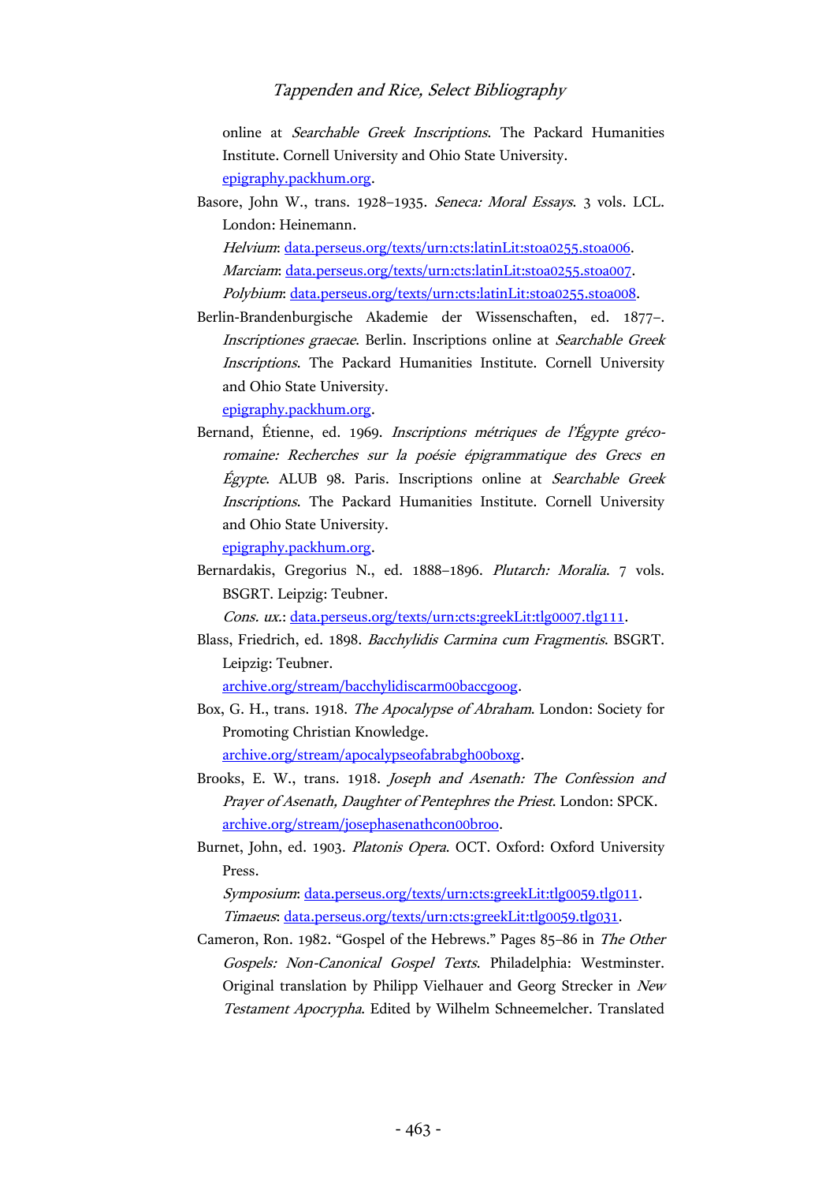online at *Searchable Greek Inscriptions*. The Packard Humanities Institute. Cornell University and Ohio State University. epigraphy.packhum.org.

Basore, John W., trans. 1928–1935. *Seneca: Moral Essays*. 3 vols. LCL. London: Heinemann.
*Helvium*: data.perseus.org/texts/urn:cts:latinLit:stoa0255.stoa006.
*Marciam*: data.perseus.org/texts/urn:cts:latinLit:stoa0255.stoa007.
*Polybium*: data.perseus.org/texts/urn:cts:latinLit:stoa0255.stoa008.

Berlin-Brandenburgische Akademie der Wissenschaften, ed. 1877–. *Inscriptiones graecae*. Berlin. Inscriptions online at *Searchable Greek Inscriptions*. The Packard Humanities Institute. Cornell University and Ohio State University. epigraphy.packhum.org.

Bernand, Étienne, ed. 1969. *Inscriptions métriques de l'Égypte gréco-romaine: Recherches sur la poésie épigrammatique des Grecs en Égypte*. ALUB 98. Paris. Inscriptions online at *Searchable Greek Inscriptions*. The Packard Humanities Institute. Cornell University and Ohio State University. epigraphy.packhum.org.

Bernardakis, Gregorius N., ed. 1888–1896. *Plutarch: Moralia*. 7 vols. BSGRT. Leipzig: Teubner.
*Cons. ux.*: data.perseus.org/texts/urn:cts:greekLit:tlg0007.tlg111.

Blass, Friedrich, ed. 1898. *Bacchylidis Carmina cum Fragmentis*. BSGRT. Leipzig: Teubner.
archive.org/stream/bacchylidiscarm00baccgoog.

Box, G. H., trans. 1918. *The Apocalypse of Abraham*. London: Society for Promoting Christian Knowledge.
archive.org/stream/apocalypseofabrabgh00boxg.

Brooks, E. W., trans. 1918. *Joseph and Asenath: The Confession and Prayer of Asenath, Daughter of Pentephres the Priest*. London: SPCK.
archive.org/stream/josephasenathcon00broo.

Burnet, John, ed. 1903. *Platonis Opera*. OCT. Oxford: Oxford University Press.
*Symposium*: data.perseus.org/texts/urn:cts:greekLit:tlg0059.tlg011.
*Timaeus*: data.perseus.org/texts/urn:cts:greekLit:tlg0059.tlg031.

Cameron, Ron. 1982. "Gospel of the Hebrews." Pages 85–86 in *The Other Gospels: Non-Canonical Gospel Texts*. Philadelphia: Westminster. Original translation by Philipp Vielhauer and Georg Strecker in *New Testament Apocrypha*. Edited by Wilhelm Schneemelcher. Translated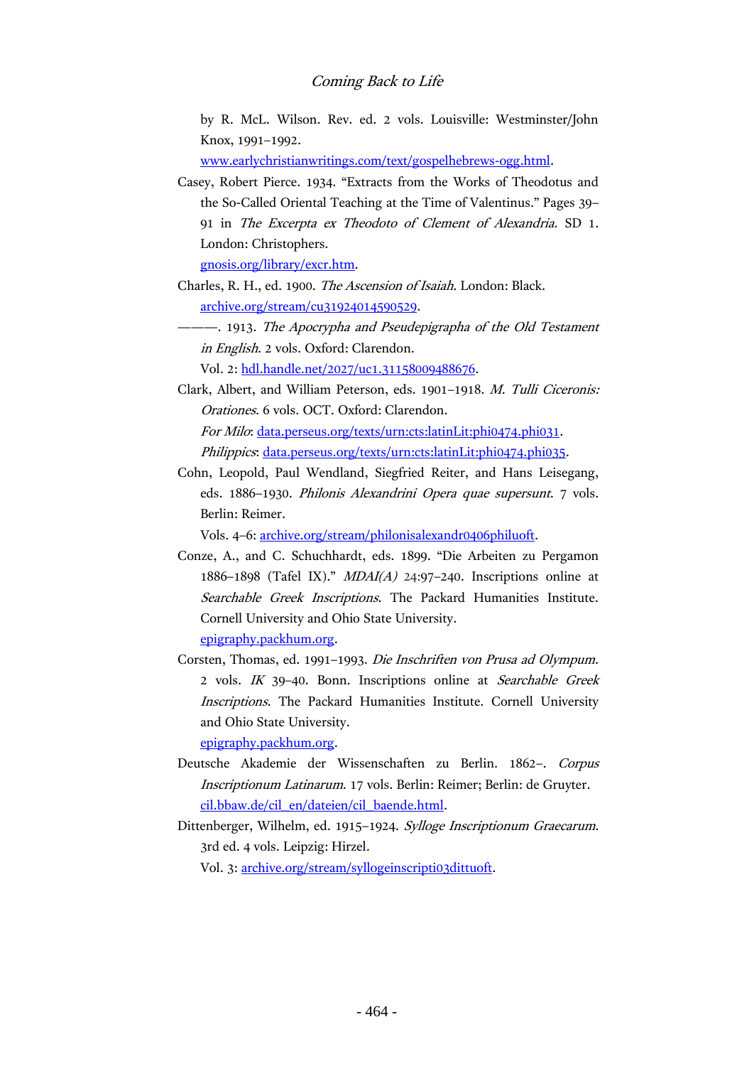by R. McL. Wilson. Rev. ed. 2 vols. Louisville: Westminster/John Knox, 1991–1992.
www.earlychristianwritings.com/text/gospelhebrews-ogg.html.

Casey, Robert Pierce. 1934. "Extracts from the Works of Theodotus and the So-Called Oriental Teaching at the Time of Valentinus." Pages 39–91 in *The Excerpta ex Theodoto of Clement of Alexandria*. SD 1. London: Christophers.
gnosis.org/library/excr.htm.

Charles, R. H., ed. 1900. *The Ascension of Isaiah*. London: Black.
archive.org/stream/cu31924014590529.

———. 1913. *The Apocrypha and Pseudepigrapha of the Old Testament in English*. 2 vols. Oxford: Clarendon.
Vol. 2: hdl.handle.net/2027/uc1.31158009488676.

Clark, Albert, and William Peterson, eds. 1901–1918. *M. Tulli Ciceronis: Orationes*. 6 vols. OCT. Oxford: Clarendon.
*For Milo*: data.perseus.org/texts/urn:cts:latinLit:phi0474.phi031.
*Philippics*: data.perseus.org/texts/urn:cts:latinLit:phi0474.phi035.

Cohn, Leopold, Paul Wendland, Siegfried Reiter, and Hans Leisegang, eds. 1886–1930. *Philonis Alexandrini Opera quae supersunt*. 7 vols. Berlin: Reimer.
Vols. 4–6: archive.org/stream/philonisalexandr0406philuoft.

Conze, A., and C. Schuchhardt, eds. 1899. "Die Arbeiten zu Pergamon 1886–1898 (Tafel IX)." *MDAI(A)* 24:97–240. Inscriptions online at *Searchable Greek Inscriptions*. The Packard Humanities Institute. Cornell University and Ohio State University.
epigraphy.packhum.org.

Corsten, Thomas, ed. 1991–1993. *Die Inschriften von Prusa ad Olympum*. 2 vols. *IK* 39–40. Bonn. Inscriptions online at *Searchable Greek Inscriptions*. The Packard Humanities Institute. Cornell University and Ohio State University.
epigraphy.packhum.org.

Deutsche Akademie der Wissenschaften zu Berlin. 1862–. *Corpus Inscriptionum Latinarum*. 17 vols. Berlin: Reimer; Berlin: de Gruyter.
cil.bbaw.de/cil_en/dateien/cil_baende.html.

Dittenberger, Wilhelm, ed. 1915–1924. *Sylloge Inscriptionum Graecarum*. 3rd ed. 4 vols. Leipzig: Hirzel.
Vol. 3: archive.org/stream/sylloge inscripti03dittuoft.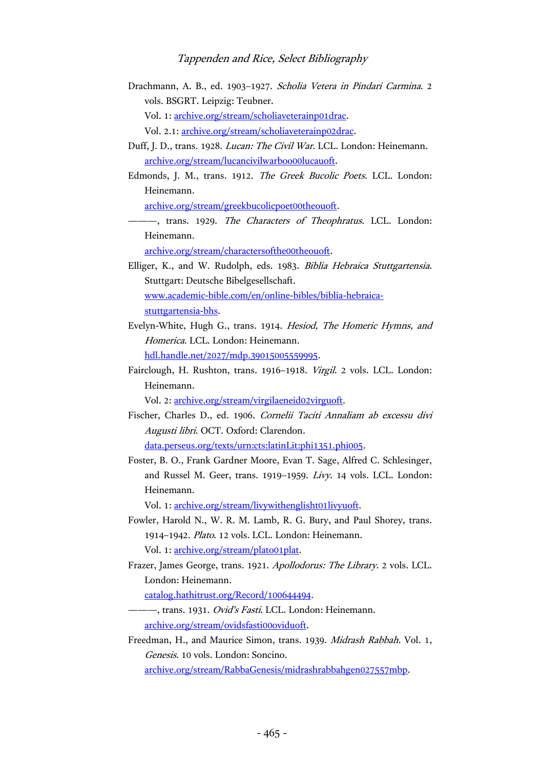Drachmann, A. B., ed. 1903–1927. *Scholia Vetera in Pindari Carmina*. 2 vols. BSGRT. Leipzig: Teubner.

Vol. 1: archive.org/stream/scholiaveterainp01drac.

Vol. 2.1: archive.org/stream/scholiaveterainp02drac.

Duff, J. D., trans. 1928. *Lucan: The Civil War*. LCL. London: Heinemann. archive.org/stream/lucancivilwarboo00lucauoft.

Edmonds, J. M., trans. 1912. *The Greek Bucolic Poets*. LCL. London: Heinemann.

archive.org/stream/greekbucolicpoet00theouoft.

———, trans. 1929. *The Characters of Theophratus*. LCL. London: Heinemann.

archive.org/stream/charactersofthe00theouoft.

Elliger, K., and W. Rudolph, eds. 1983. *Biblia Hebraica Stuttgartensia*. Stuttgart: Deutsche Bibelgesellschaft.

www.academic-bible.com/en/online-bibles/biblia-hebraica-stuttgartensia-bhs.

Evelyn-White, Hugh G., trans. 1914. *Hesiod, The Homeric Hymns, and Homerica*. LCL. London: Heinemann.

hdl.handle.net/2027/mdp.39015005559995.

Fairclough, H. Rushton, trans. 1916–1918. *Virgil*. 2 vols. LCL. London: Heinemann.

Vol. 2: archive.org/stream/virgilaeneid02virguoft.

Fischer, Charles D., ed. 1906. *Cornelii Taciti Annaliam ab excessu divi Augusti libri*. OCT. Oxford: Clarendon.

data.perseus.org/texts/urn:cts:latinLit:phi1351.phi005.

Foster, B. O., Frank Gardner Moore, Evan T. Sage, Alfred C. Schlesinger, and Russel M. Geer, trans. 1919–1959. *Livy*. 14 vols. LCL. London: Heinemann.

Vol. 1: archive.org/stream/livywithenglisht01livyuoft.

Fowler, Harold N., W. R. M. Lamb, R. G. Bury, and Paul Shorey, trans. 1914–1942. *Plato*. 12 vols. LCL. London: Heinemann.

Vol. 1: archive.org/stream/plato01plat.

Frazer, James George, trans. 1921. *Apollodorus: The Library*. 2 vols. LCL. London: Heinemann.

catalog.hathitrust.org/Record/100644494.

———, trans. 1931. *Ovid's Fasti*. LCL. London: Heinemann.

archive.org/stream/ovidsfasti00oviduoft.

Freedman, H., and Maurice Simon, trans. 1939. *Midrash Rabbah*. Vol. 1, *Genesis*. 10 vols. London: Soncino.

archive.org/stream/RabbaGenesis/midrashrabbahgen027557mbp.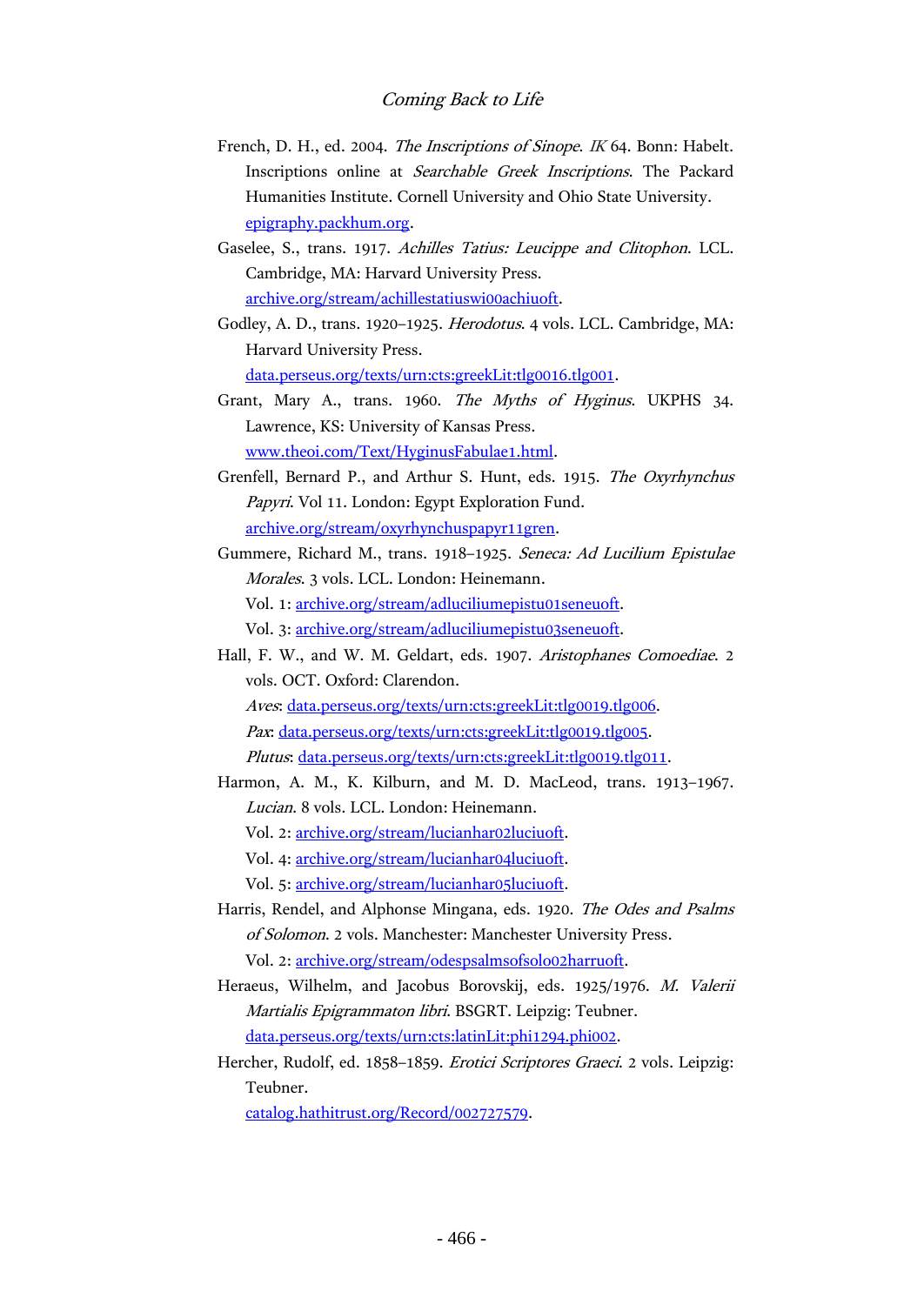French, D. H., ed. 2004. *The Inscriptions of Sinope*. *IK* 64. Bonn: Habelt. Inscriptions online at *Searchable Greek Inscriptions*. The Packard Humanities Institute. Cornell University and Ohio State University. epigraphy.packhum.org.

Gaselee, S., trans. 1917. *Achilles Tatius: Leucippe and Clitophon*. LCL. Cambridge, MA: Harvard University Press. archive.org/stream/achillestatiuswi00achiuoft.

Godley, A. D., trans. 1920–1925. *Herodotus*. 4 vols. LCL. Cambridge, MA: Harvard University Press. data.perseus.org/texts/urn:cts:greekLit:tlg0016.tlg001.

Grant, Mary A., trans. 1960. *The Myths of Hyginus*. UKPHS 34. Lawrence, KS: University of Kansas Press. www.theoi.com/Text/HyginusFabulae1.html.

Grenfell, Bernard P., and Arthur S. Hunt, eds. 1915. *The Oxyrhynchus Papyri*. Vol 11. London: Egypt Exploration Fund. archive.org/stream/oxyrhynchuspapyr11gren.

Gummere, Richard M., trans. 1918–1925. *Seneca: Ad Lucilium Epistulae Morales*. 3 vols. LCL. London: Heinemann.
Vol. 1: archive.org/stream/adluciliumepistu01seneuoft.
Vol. 3: archive.org/stream/adluciliumepistu03seneuoft.

Hall, F. W., and W. M. Geldart, eds. 1907. *Aristophanes Comoediae*. 2 vols. OCT. Oxford: Clarendon.
*Aves*: data.perseus.org/texts/urn:cts:greekLit:tlg0019.tlg006.
*Pax*: data.perseus.org/texts/urn:cts:greekLit:tlg0019.tlg005.
*Plutus*: data.perseus.org/texts/urn:cts:greekLit:tlg0019.tlg011.

Harmon, A. M., K. Kilburn, and M. D. MacLeod, trans. 1913–1967. *Lucian*. 8 vols. LCL. London: Heinemann.
Vol. 2: archive.org/stream/lucianhar02luciuoft.
Vol. 4: archive.org/stream/lucianhar04luciuoft.
Vol. 5: archive.org/stream/lucianhar05luciuoft.

Harris, Rendel, and Alphonse Mingana, eds. 1920. *The Odes and Psalms of Solomon*. 2 vols. Manchester: Manchester University Press.
Vol. 2: archive.org/stream/odespsalmsofsolo02harruoft.

Heraeus, Wilhelm, and Jacobus Borovskij, eds. 1925/1976. *M. Valerii Martialis Epigrammaton libri*. BSGRT. Leipzig: Teubner. data.perseus.org/texts/urn:cts:latinLit:phi1294.phi002.

Hercher, Rudolf, ed. 1858–1859. *Erotici Scriptores Graeci*. 2 vols. Leipzig: Teubner. catalog.hathitrust.org/Record/002727579.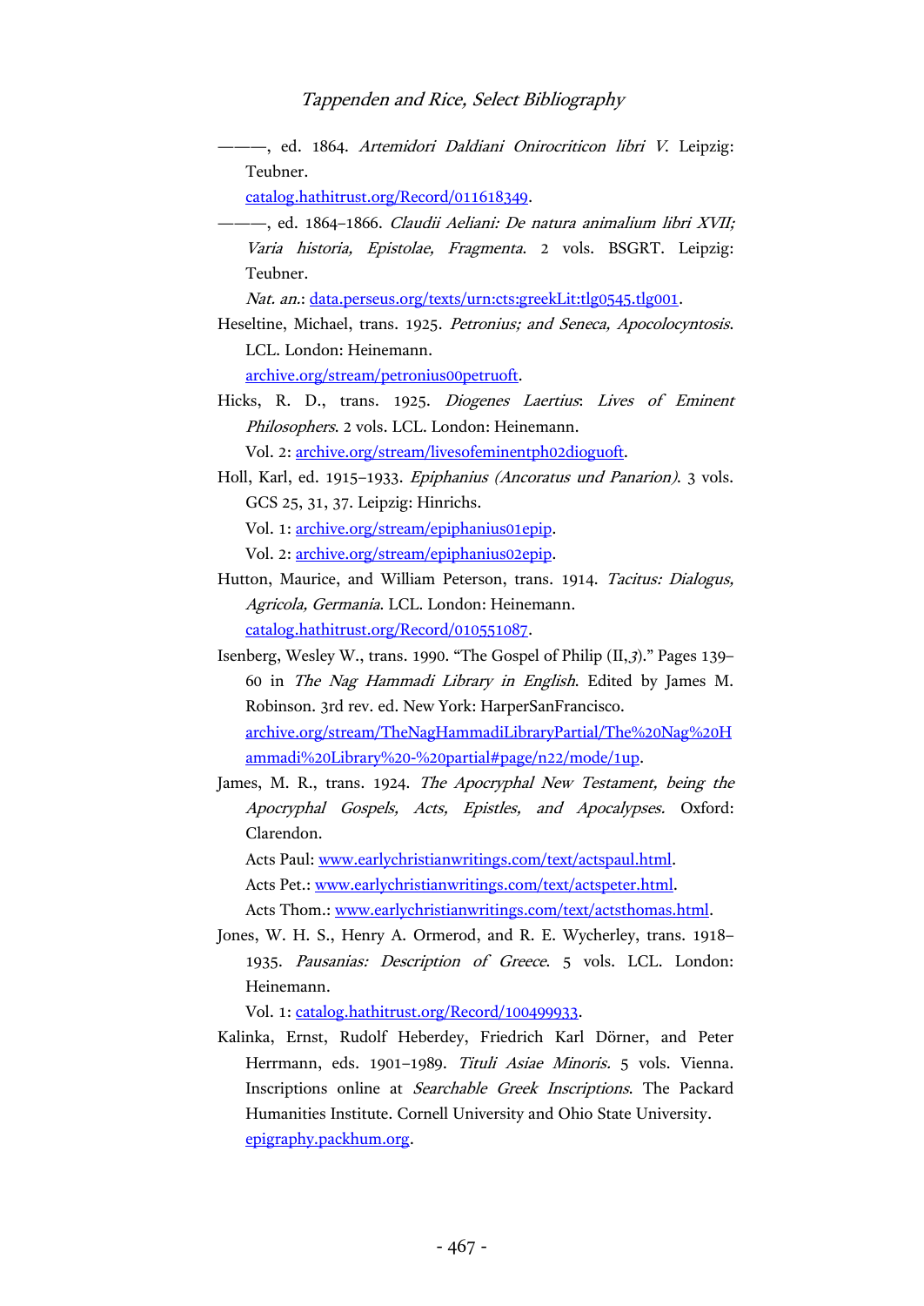———, ed. 1864. *Artemidori Daldiani Onirocriticon libri V*. Leipzig: Teubner.
catalog.hathitrust.org/Record/011618349.

———, ed. 1864–1866. *Claudii Aeliani: De natura animalium libri XVII; Varia historia, Epistolae, Fragmenta*. 2 vols. BSGRT. Leipzig: Teubner.
*Nat. an.*: data.perseus.org/texts/urn:cts:greekLit:tlg0545.tlg001.

Heseltine, Michael, trans. 1925. *Petronius; and Seneca, Apocolocyntosis*. LCL. London: Heinemann.
archive.org/stream/petronius00petruoft.

Hicks, R. D., trans. 1925. *Diogenes Laertius*: *Lives of Eminent Philosophers*. 2 vols. LCL. London: Heinemann.
Vol. 2: archive.org/stream/livesofeminentph02dioguoft.

Holl, Karl, ed. 1915–1933. *Epiphanius (Ancoratus und Panarion)*. 3 vols. GCS 25, 31, 37. Leipzig: Hinrichs.
Vol. 1: archive.org/stream/epiphanius01epip.
Vol. 2: archive.org/stream/epiphanius02epip.

Hutton, Maurice, and William Peterson, trans. 1914. *Tacitus: Dialogus, Agricola, Germania*. LCL. London: Heinemann.
catalog.hathitrust.org/Record/010551087.

Isenberg, Wesley W., trans. 1990. "The Gospel of Philip (II,*3*)." Pages 139–60 in *The Nag Hammadi Library in English*. Edited by James M. Robinson. 3rd rev. ed. New York: HarperSanFrancisco.
archive.org/stream/TheNagHammadiLibraryPartial/The%20Nag%20Hammadi%20Library%20-%20partial#page/n22/mode/1up.

James, M. R., trans. 1924. *The Apocryphal New Testament, being the Apocryphal Gospels, Acts, Epistles, and Apocalypses*. Oxford: Clarendon.
Acts Paul: www.earlychristianwritings.com/text/actspaul.html.
Acts Pet.: www.earlychristianwritings.com/text/actspeter.html.
Acts Thom.: www.earlychristianwritings.com/text/actsthomas.html.

Jones, W. H. S., Henry A. Ormerod, and R. E. Wycherley, trans. 1918–1935. *Pausanias: Description of Greece*. 5 vols. LCL. London: Heinemann.
Vol. 1: catalog.hathitrust.org/Record/100499933.

Kalinka, Ernst, Rudolf Heberdey, Friedrich Karl Dörner, and Peter Herrmann, eds. 1901–1989. *Tituli Asiae Minoris*. 5 vols. Vienna. Inscriptions online at *Searchable Greek Inscriptions*. The Packard Humanities Institute. Cornell University and Ohio State University.
epigraphy.packhum.org.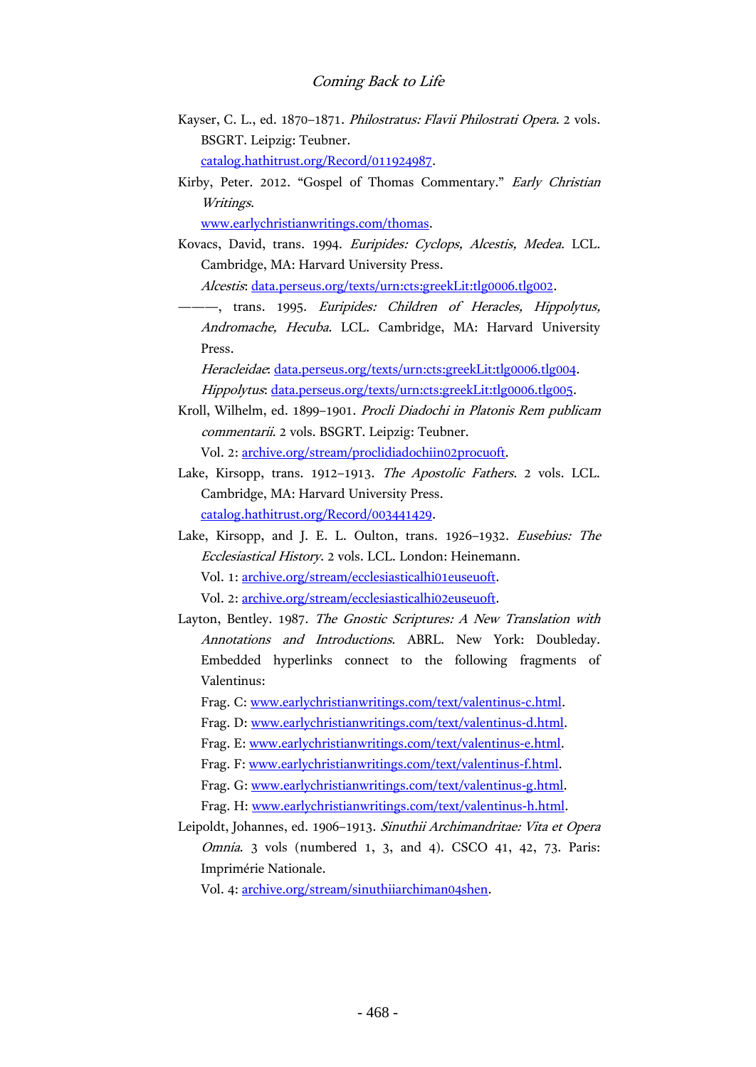Kayser, C. L., ed. 1870–1871. *Philostratus: Flavii Philostrati Opera*. 2 vols. BSGRT. Leipzig: Teubner. catalog.hathitrust.org/Record/011924987.

Kirby, Peter. 2012. "Gospel of Thomas Commentary." *Early Christian Writings*. www.earlychristianwritings.com/thomas.

Kovacs, David, trans. 1994. *Euripides: Cyclops, Alcestis, Medea*. LCL. Cambridge, MA: Harvard University Press.
*Alcestis*: data.perseus.org/texts/urn:cts:greekLit:tlg0006.tlg002.

———, trans. 1995. *Euripides: Children of Heracles, Hippolytus, Andromache, Hecuba*. LCL. Cambridge, MA: Harvard University Press.
*Heracleidae*: data.perseus.org/texts/urn:cts:greekLit:tlg0006.tlg004.
*Hippolytus*: data.perseus.org/texts/urn:cts:greekLit:tlg0006.tlg005.

Kroll, Wilhelm, ed. 1899–1901. *Procli Diadochi in Platonis Rem publicam commentarii*. 2 vols. BSGRT. Leipzig: Teubner.
Vol. 2: archive.org/stream/proclidiadochiin02procuoft.

Lake, Kirsopp, trans. 1912–1913. *The Apostolic Fathers*. 2 vols. LCL. Cambridge, MA: Harvard University Press. catalog.hathitrust.org/Record/003441429.

Lake, Kirsopp, and J. E. L. Oulton, trans. 1926–1932. *Eusebius: The Ecclesiastical History*. 2 vols. LCL. London: Heinemann.
Vol. 1: archive.org/stream/ecclesiasticalhi01euseuoft.
Vol. 2: archive.org/stream/ecclesiasticalhi02euseuoft.

Layton, Bentley. 1987. *The Gnostic Scriptures: A New Translation with Annotations and Introductions*. ABRL. New York: Doubleday. Embedded hyperlinks connect to the following fragments of Valentinus:
Frag. C: www.earlychristianwritings.com/text/valentinus-c.html.
Frag. D: www.earlychristianwritings.com/text/valentinus-d.html.
Frag. E: www.earlychristianwritings.com/text/valentinus-e.html.
Frag. F: www.earlychristianwritings.com/text/valentinus-f.html.
Frag. G: www.earlychristianwritings.com/text/valentinus-g.html.
Frag. H: www.earlychristianwritings.com/text/valentinus-h.html.

Leipoldt, Johannes, ed. 1906–1913. *Sinuthii Archimandritae: Vita et Opera Omnia*. 3 vols (numbered 1, 3, and 4). CSCO 41, 42, 73. Paris: Imprimérie Nationale.
Vol. 4: archive.org/stream/sinuthiiarchiman04shen.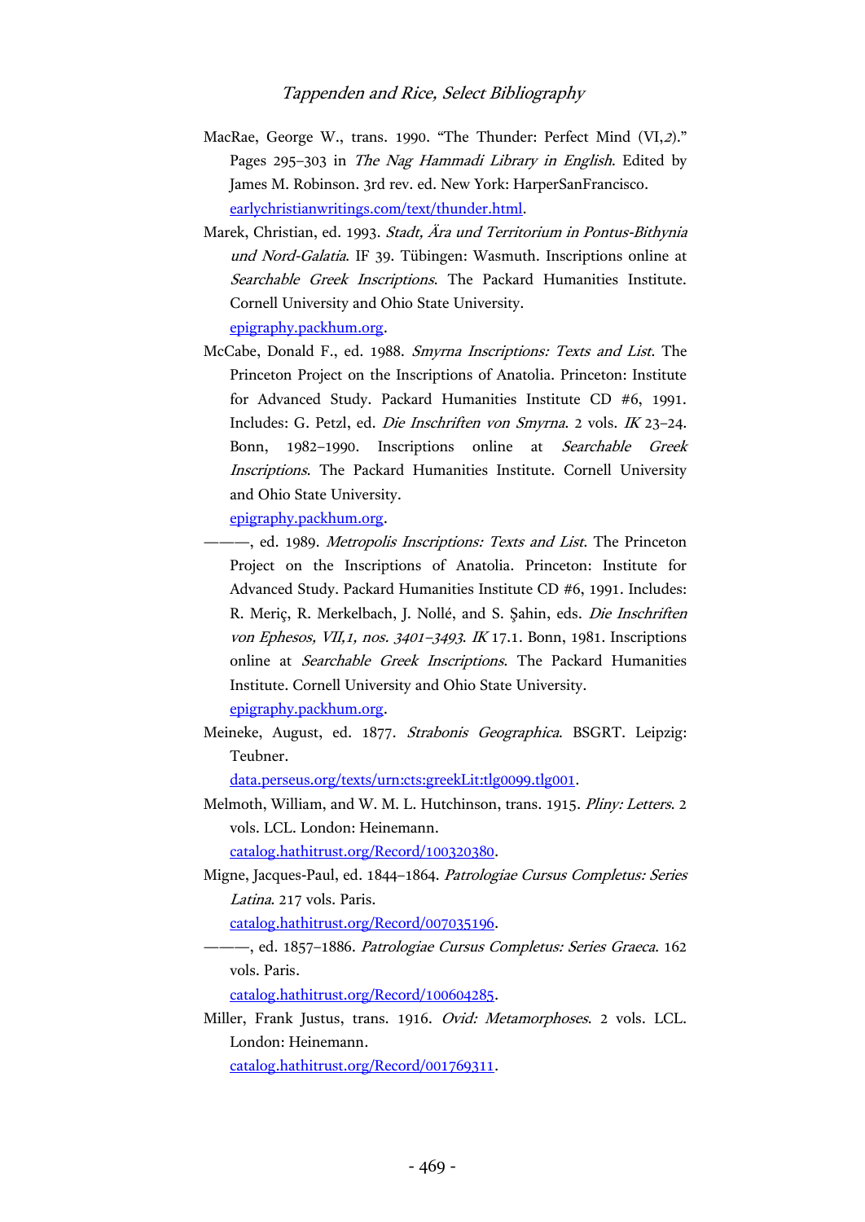MacRae, George W., trans. 1990. "The Thunder: Perfect Mind (VI,*2*)." Pages 295–303 in *The Nag Hammadi Library in English*. Edited by James M. Robinson. 3rd rev. ed. New York: HarperSanFrancisco. earlychristianwritings.com/text/thunder.html.

Marek, Christian, ed. 1993. *Stadt, Ära und Territorium in Pontus-Bithynia und Nord-Galatia*. IF 39. Tübingen: Wasmuth. Inscriptions online at *Searchable Greek Inscriptions*. The Packard Humanities Institute. Cornell University and Ohio State University. epigraphy.packhum.org.

McCabe, Donald F., ed. 1988. *Smyrna Inscriptions: Texts and List*. The Princeton Project on the Inscriptions of Anatolia. Princeton: Institute for Advanced Study. Packard Humanities Institute CD #6, 1991. Includes: G. Petzl, ed. *Die Inschriften von Smyrna*. 2 vols. *IK* 23–24. Bonn, 1982–1990. Inscriptions online at *Searchable Greek Inscriptions*. The Packard Humanities Institute. Cornell University and Ohio State University. epigraphy.packhum.org.

———, ed. 1989. *Metropolis Inscriptions: Texts and List*. The Princeton Project on the Inscriptions of Anatolia. Princeton: Institute for Advanced Study. Packard Humanities Institute CD #6, 1991. Includes: R. Meriç, R. Merkelbach, J. Nollé, and S. Şahin, eds. *Die Inschriften von Ephesos, VII,1, nos. 3401–3493*. *IK* 17.1. Bonn, 1981. Inscriptions online at *Searchable Greek Inscriptions*. The Packard Humanities Institute. Cornell University and Ohio State University. epigraphy.packhum.org.

Meineke, August, ed. 1877. *Strabonis Geographica*. BSGRT. Leipzig: Teubner. data.perseus.org/texts/urn:cts:greekLit:tlg0099.tlg001.

Melmoth, William, and W. M. L. Hutchinson, trans. 1915. *Pliny: Letters*. 2 vols. LCL. London: Heinemann. catalog.hathitrust.org/Record/100320380.

Migne, Jacques-Paul, ed. 1844–1864. *Patrologiae Cursus Completus: Series Latina*. 217 vols. Paris. catalog.hathitrust.org/Record/007035196.

———, ed. 1857–1886. *Patrologiae Cursus Completus: Series Graeca*. 162 vols. Paris. catalog.hathitrust.org/Record/100604285.

Miller, Frank Justus, trans. 1916. *Ovid: Metamorphoses*. 2 vols. LCL. London: Heinemann. catalog.hathitrust.org/Record/001769311.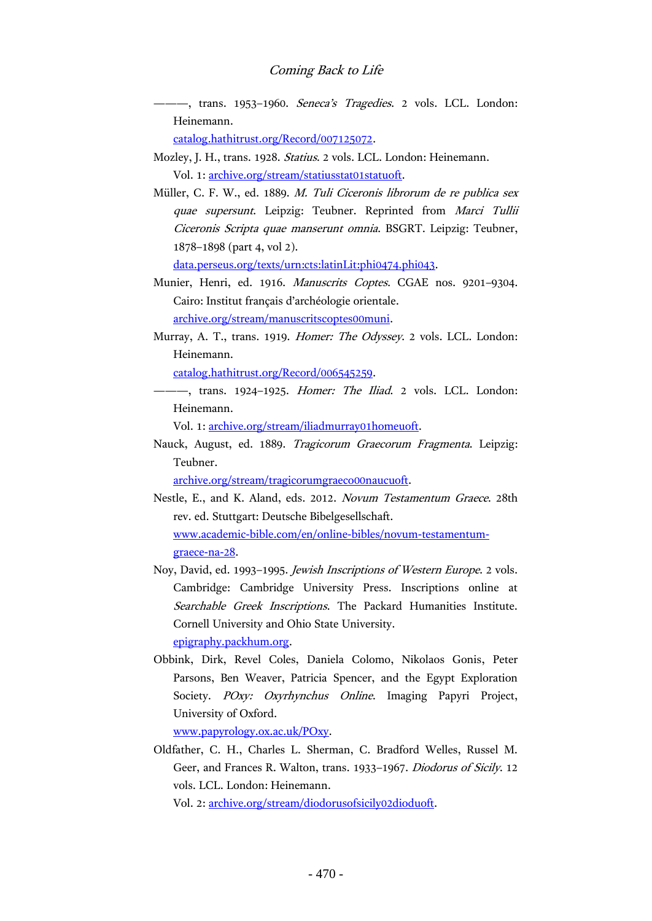———, trans. 1953–1960. *Seneca's Tragedies*. 2 vols. LCL. London: Heinemann.
catalog.hathitrust.org/Record/007125072.

Mozley, J. H., trans. 1928. *Statius*. 2 vols. LCL. London: Heinemann.
Vol. 1: archive.org/stream/statiusstat01statuoft.

Müller, C. F. W., ed. 1889. *M. Tuli Ciceronis librorum de re publica sex quae supersunt*. Leipzig: Teubner. Reprinted from *Marci Tullii Ciceronis Scripta quae manserunt omnia*. BSGRT. Leipzig: Teubner, 1878–1898 (part 4, vol 2).
data.perseus.org/texts/urn:cts:latinLit:phi0474.phi043.

Munier, Henri, ed. 1916. *Manuscrits Coptes*. CGAE nos. 9201–9304. Cairo: Institut français d'archéologie orientale.
archive.org/stream/manuscritscoptes00muni.

Murray, A. T., trans. 1919. *Homer: The Odyssey*. 2 vols. LCL. London: Heinemann.
catalog.hathitrust.org/Record/006545259.

———, trans. 1924–1925. *Homer: The Iliad*. 2 vols. LCL. London: Heinemann.
Vol. 1: archive.org/stream/iliadmurray01homeuoft.

Nauck, August, ed. 1889. *Tragicorum Graecorum Fragmenta*. Leipzig: Teubner.
archive.org/stream/tragicorumgraeco00naucuoft.

Nestle, E., and K. Aland, eds. 2012. *Novum Testamentum Graece*. 28th rev. ed. Stuttgart: Deutsche Bibelgesellschaft.
www.academic-bible.com/en/online-bibles/novum-testamentum-graece-na-28.

Noy, David, ed. 1993–1995. *Jewish Inscriptions of Western Europe*. 2 vols. Cambridge: Cambridge University Press. Inscriptions online at *Searchable Greek Inscriptions*. The Packard Humanities Institute. Cornell University and Ohio State University.
epigraphy.packhum.org.

Obbink, Dirk, Revel Coles, Daniela Colomo, Nikolaos Gonis, Peter Parsons, Ben Weaver, Patricia Spencer, and the Egypt Exploration Society. *POxy: Oxyrhynchus Online*. Imaging Papyri Project, University of Oxford.
www.papyrology.ox.ac.uk/POxy.

Oldfather, C. H., Charles L. Sherman, C. Bradford Welles, Russel M. Geer, and Frances R. Walton, trans. 1933–1967. *Diodorus of Sicily*. 12 vols. LCL. London: Heinemann.
Vol. 2: archive.org/stream/diodorusofsicily02dioduoft.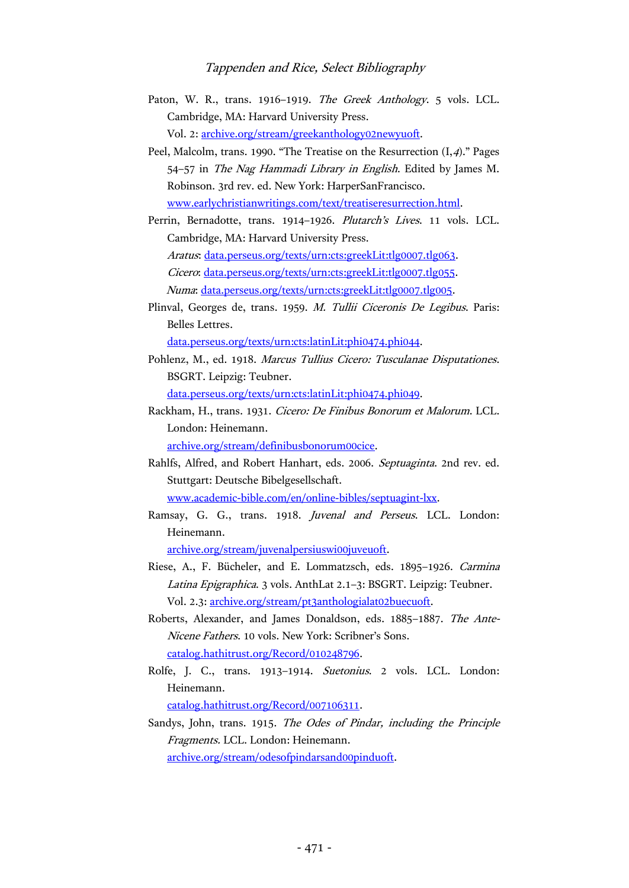Paton, W. R., trans. 1916–1919. *The Greek Anthology*. 5 vols. LCL. Cambridge, MA: Harvard University Press.
Vol. 2: archive.org/stream/greekanthology02newyuoft.

Peel, Malcolm, trans. 1990. "The Treatise on the Resurrection (I,*4*)." Pages 54–57 in *The Nag Hammadi Library in English*. Edited by James M. Robinson. 3rd rev. ed. New York: HarperSanFrancisco.
www.earlychristianwritings.com/text/treatiseresurrection.html.

Perrin, Bernadotte, trans. 1914–1926. *Plutarch's Lives*. 11 vols. LCL. Cambridge, MA: Harvard University Press.
*Aratus*: data.perseus.org/texts/urn:cts:greekLit:tlg0007.tlg063.
*Cicero*: data.perseus.org/texts/urn:cts:greekLit:tlg0007.tlg055.
*Numa*: data.perseus.org/texts/urn:cts:greekLit:tlg0007.tlg005.

Plinval, Georges de, trans. 1959. *M. Tullii Ciceronis De Legibus*. Paris: Belles Lettres.
data.perseus.org/texts/urn:cts:latinLit:phi0474.phi044.

Pohlenz, M., ed. 1918. *Marcus Tullius Cicero: Tusculanae Disputationes*. BSGRT. Leipzig: Teubner.
data.perseus.org/texts/urn:cts:latinLit:phi0474.phi049.

Rackham, H., trans. 1931. *Cicero: De Finibus Bonorum et Malorum*. LCL. London: Heinemann.
archive.org/stream/definibusbonorum00cice.

Rahlfs, Alfred, and Robert Hanhart, eds. 2006. *Septuaginta*. 2nd rev. ed. Stuttgart: Deutsche Bibelgesellschaft.
www.academic-bible.com/en/online-bibles/septuagint-lxx.

Ramsay, G. G., trans. 1918. *Juvenal and Perseus*. LCL. London: Heinemann.
archive.org/stream/juvenalpersiuswi00juveuoft.

Riese, A., F. Bücheler, and E. Lommatzsch, eds. 1895–1926. *Carmina Latina Epigraphica*. 3 vols. AnthLat 2.1–3: BSGRT. Leipzig: Teubner.
Vol. 2.3: archive.org/stream/pt3anthologialat02buecuoft.

Roberts, Alexander, and James Donaldson, eds. 1885–1887. *The Ante-Nicene Fathers*. 10 vols. New York: Scribner's Sons.
catalog.hathitrust.org/Record/010248796.

Rolfe, J. C., trans. 1913–1914. *Suetonius*. 2 vols. LCL. London: Heinemann.
catalog.hathitrust.org/Record/007106311.

Sandys, John, trans. 1915. *The Odes of Pindar, including the Principle Fragments.* LCL. London: Heinemann.
archive.org/stream/odesofpindarsand00pinduoft.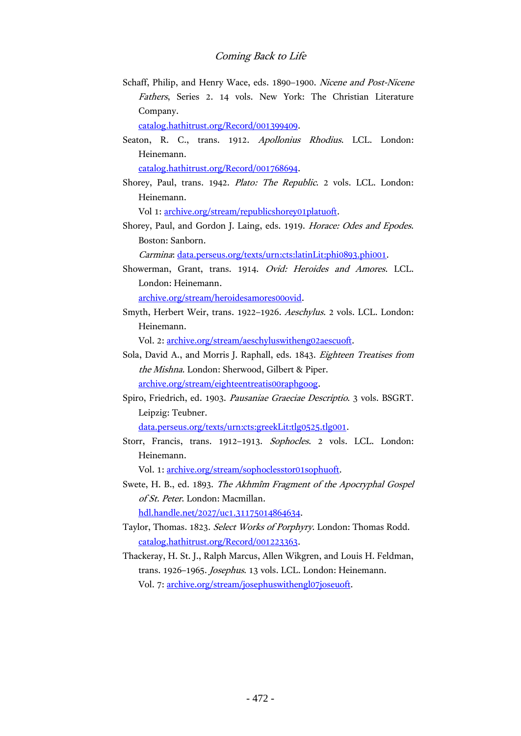Schaff, Philip, and Henry Wace, eds. 1890–1900. *Nicene and Post-Nicene Fathers*, Series 2. 14 vols. New York: The Christian Literature Company.
catalog.hathitrust.org/Record/001399409.

Seaton, R. C., trans. 1912. *Apollonius Rhodius*. LCL. London: Heinemann.
catalog.hathitrust.org/Record/001768694.

Shorey, Paul, trans. 1942. *Plato: The Republic*. 2 vols. LCL. London: Heinemann.
Vol 1: archive.org/stream/republicshorey01platuoft.

Shorey, Paul, and Gordon J. Laing, eds. 1919. *Horace: Odes and Epodes*. Boston: Sanborn.
*Carmina*: data.perseus.org/texts/urn:cts:latinLit:phi0893.phi001.

Showerman, Grant, trans. 1914. *Ovid: Heroides and Amores*. LCL. London: Heinemann.
archive.org/stream/heroidesamores00ovid.

Smyth, Herbert Weir, trans. 1922–1926. *Aeschylus*. 2 vols. LCL. London: Heinemann.
Vol. 2: archive.org/stream/aeschyluswitheng02aescuoft.

Sola, David A., and Morris J. Raphall, eds. 1843. *Eighteen Treatises from the Mishna*. London: Sherwood, Gilbert & Piper.
archive.org/stream/eighteentreatis00raphgoog.

Spiro, Friedrich, ed. 1903. *Pausaniae Graeciae Descriptio*. 3 vols. BSGRT. Leipzig: Teubner.
data.perseus.org/texts/urn:cts:greekLit:tlg0525.tlg001.

Storr, Francis, trans. 1912–1913. *Sophocles*. 2 vols. LCL. London: Heinemann.
Vol. 1: archive.org/stream/sophoclesstor01sophuoft.

Swete, H. B., ed. 1893. *The Akhmîm Fragment of the Apocryphal Gospel of St. Peter*. London: Macmillan.
hdl.handle.net/2027/uc1.31175014864634.

Taylor, Thomas. 1823. *Select Works of Porphyry*. London: Thomas Rodd.
catalog.hathitrust.org/Record/001223363.

Thackeray, H. St. J., Ralph Marcus, Allen Wikgren, and Louis H. Feldman, trans. 1926–1965. *Josephus*. 13 vols. LCL. London: Heinemann.
Vol. 7: archive.org/stream/josephuswithengl07joseuoft.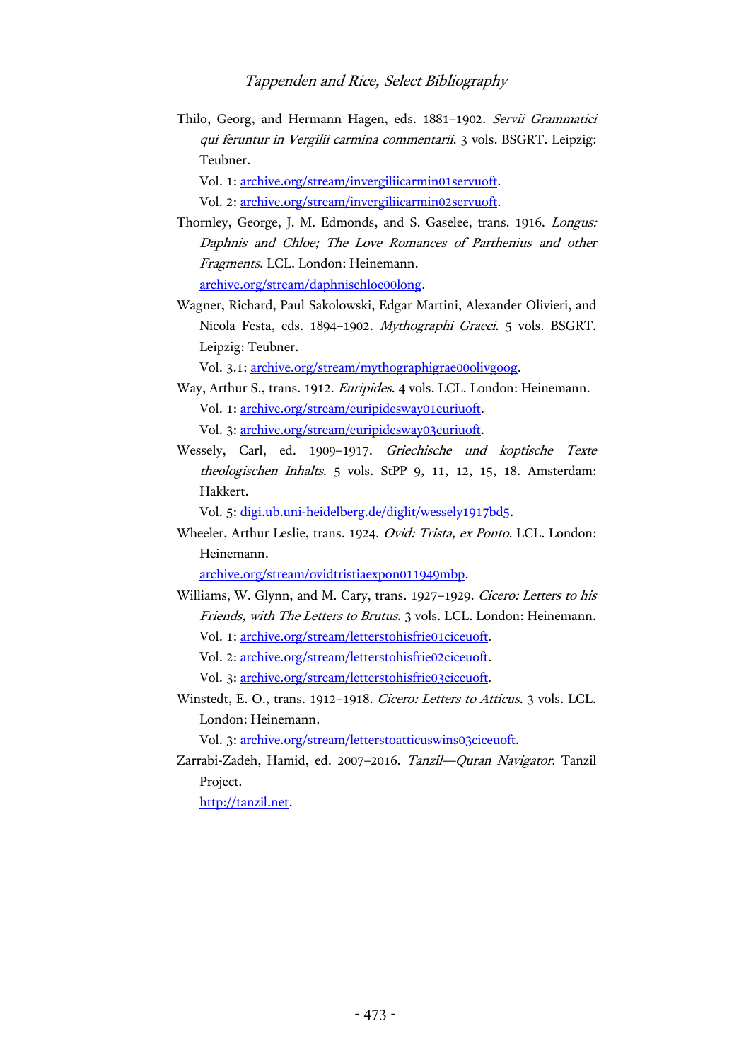Thilo, Georg, and Hermann Hagen, eds. 1881–1902. *Servii Grammatici qui feruntur in Vergilii carmina commentarii*. 3 vols. BSGRT. Leipzig: Teubner.

Vol. 1: archive.org/stream/invergiliicarmin01servuoft.

Vol. 2: archive.org/stream/invergiliicarmin02servuoft.

Thornley, George, J. M. Edmonds, and S. Gaselee, trans. 1916. *Longus: Daphnis and Chloe; The Love Romances of Parthenius and other Fragments*. LCL. London: Heinemann.

archive.org/stream/daphnischloe00long.

Wagner, Richard, Paul Sakolowski, Edgar Martini, Alexander Olivieri, and Nicola Festa, eds. 1894–1902. *Mythographi Graeci*. 5 vols. BSGRT. Leipzig: Teubner.

Vol. 3.1: archive.org/stream/mythographigrae00olivgoog.

Way, Arthur S., trans. 1912. *Euripides*. 4 vols. LCL. London: Heinemann.

Vol. 1: archive.org/stream/euripidesway01euriuoft.

Vol. 3: archive.org/stream/euripidesway03euriuoft.

Wessely, Carl, ed. 1909–1917. *Griechische und koptische Texte theologischen Inhalts*. 5 vols. StPP 9, 11, 12, 15, 18. Amsterdam: Hakkert.

Vol. 5: digi.ub.uni-heidelberg.de/diglit/wessely1917bd5.

Wheeler, Arthur Leslie, trans. 1924. *Ovid: Trista, ex Ponto*. LCL. London: Heinemann.

archive.org/stream/ovidtristiaexpon011949mbp.

Williams, W. Glynn, and M. Cary, trans. 1927–1929. *Cicero: Letters to his Friends, with The Letters to Brutus*. 3 vols. LCL. London: Heinemann.

Vol. 1: archive.org/stream/letterstohisfrie01ciceuoft.

Vol. 2: archive.org/stream/letterstohisfrie02ciceuoft.

Vol. 3: archive.org/stream/letterstohisfrie03ciceuoft.

Winstedt, E. O., trans. 1912–1918. *Cicero: Letters to Atticus*. 3 vols. LCL. London: Heinemann.

Vol. 3: archive.org/stream/letterstoatticuswins03ciceuoft.

Zarrabi-Zadeh, Hamid, ed. 2007–2016. *Tanzil—Quran Navigator*. Tanzil Project.

http://tanzil.net.